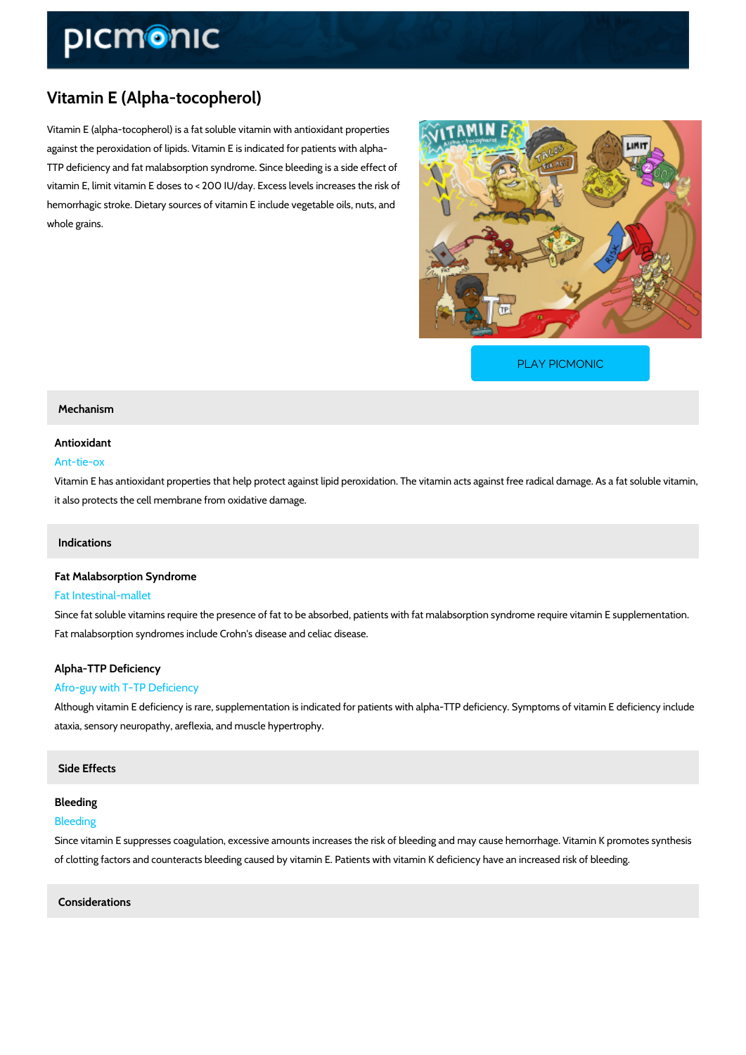# Vitamin E (Alpha-tocopherol)

Vitamin E (alpha-tocopherol) is a fat soluble vitamin with antioxidant properties against the peroxidation of lipids. Vitamin E is indicated for patients with alpha-TTP deficiency and fat malabsorption syndrome. Since bleeding is a side effect of vitamin E, limit vitamin E doses to < 200 IU/day. Excess levels increases the risk of hemorrhagic stroke. Dietary sources of vitamin E include vegetable oils, nuts, and whole grains.

PLAY PICMONIC

## Mechanism

### Antioxidant

Ant-tie-ox

Vitamin E has antioxidant properties that help protect against lipid peroxidation. The vitamin acts against free radical damage. As a fat soluble vitamin, it also protects the cell membrane from oxidative damage.

## Indications

### Fat Malabsorption Syndrome

Fat Intestinal-mallet

Since fat soluble vitamins require the presence of fat to be absorbed, patients with fat malabsorption syndrome require vitamin E supplementation. Fat malabsorption syndromes include Crohn's disease and celiac disease.

### Alpha-TTP Deficiency

Afro-guy with T-TP Deficiency

Although vitamin E deficiency is rare, supplementation is indicated for patients with alpha-TTP deficiency. Symptoms of vitamin E deficiency include ataxia, sensory neuropathy, areflexia, and muscle hypertrophy.

## Side Effects

### Bleeding

Bleeding

Since vitamin E suppresses coagulation, excessive amounts increases the risk of bleeding and may cause hemorrhage. Vitamin K promotes synthesis of clotting factors and counteracts bleeding caused by vitamin E. Patients with vitamin K deficiency have an increased risk of bleeding.

## Considerations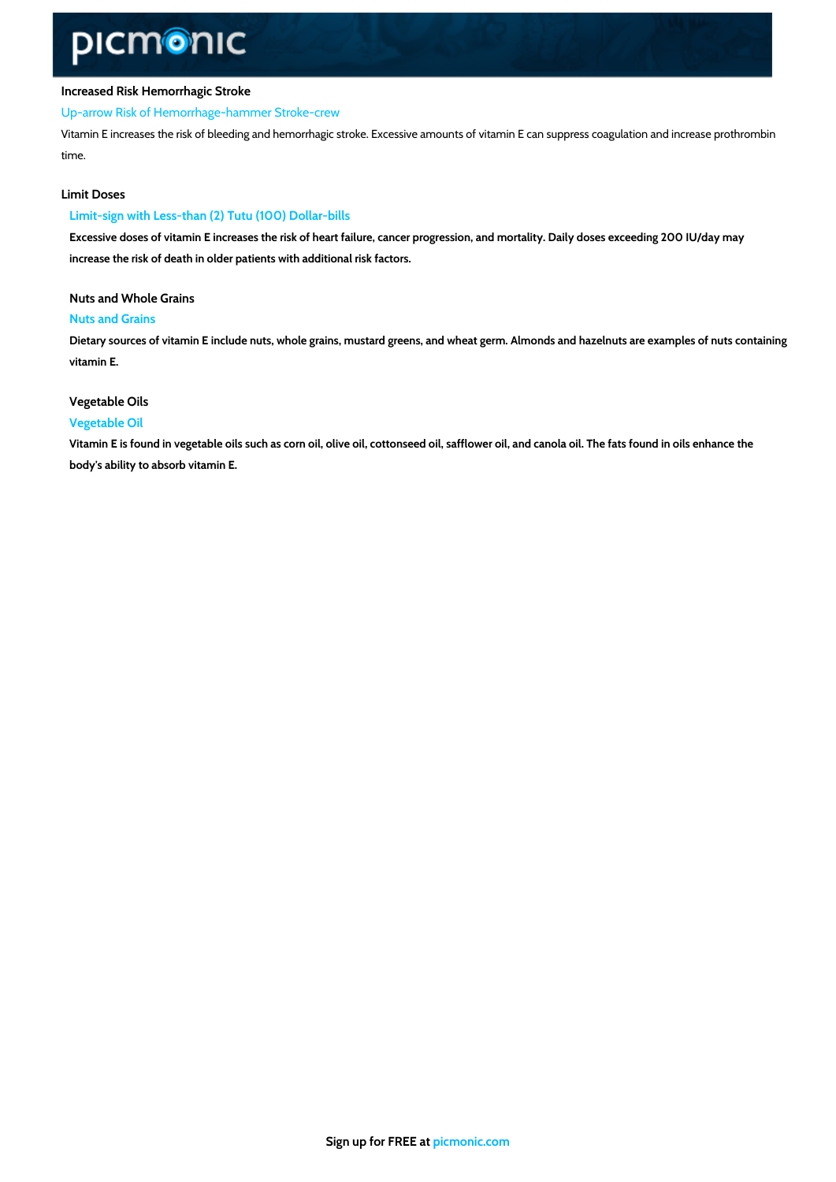### Increased Risk Hemorrhagic Stroke

Up-arrow Risk of Hemorrhage-hammer Stroke-crew

Vitamin E increases the risk of bleeding and hemorrhagic stroke. Excessive amounts of vitamin E can suppress coagulation and increase prothrombin time.

### Limit Doses

Limit-sign with Less-than (2) Tutu (100) Dollar-bills

Excessive doses of vitamin E increases the risk of heart failure, cancer progression, and mortality. Daily doses exceeding 200 IU/day may increase the risk of death in older patients with additional risk factors.

### Nuts and Whole Grains

Nuts and Grains

Dietary sources of vitamin E include nuts, whole grains, mustard greens, and wheat germ. Almonds and hazelnuts are examples of nuts containing vitamin E.

### Vegetable Oils

Vegetable Oil

Vitamin E is found in vegetable oils such as corn oil, olive oil, cottonseed oil, safflower oil, and canola oil. The fats found in oils enhance the body's ability to absorb vitamin E.

Sign up for FREE at picmonic.com